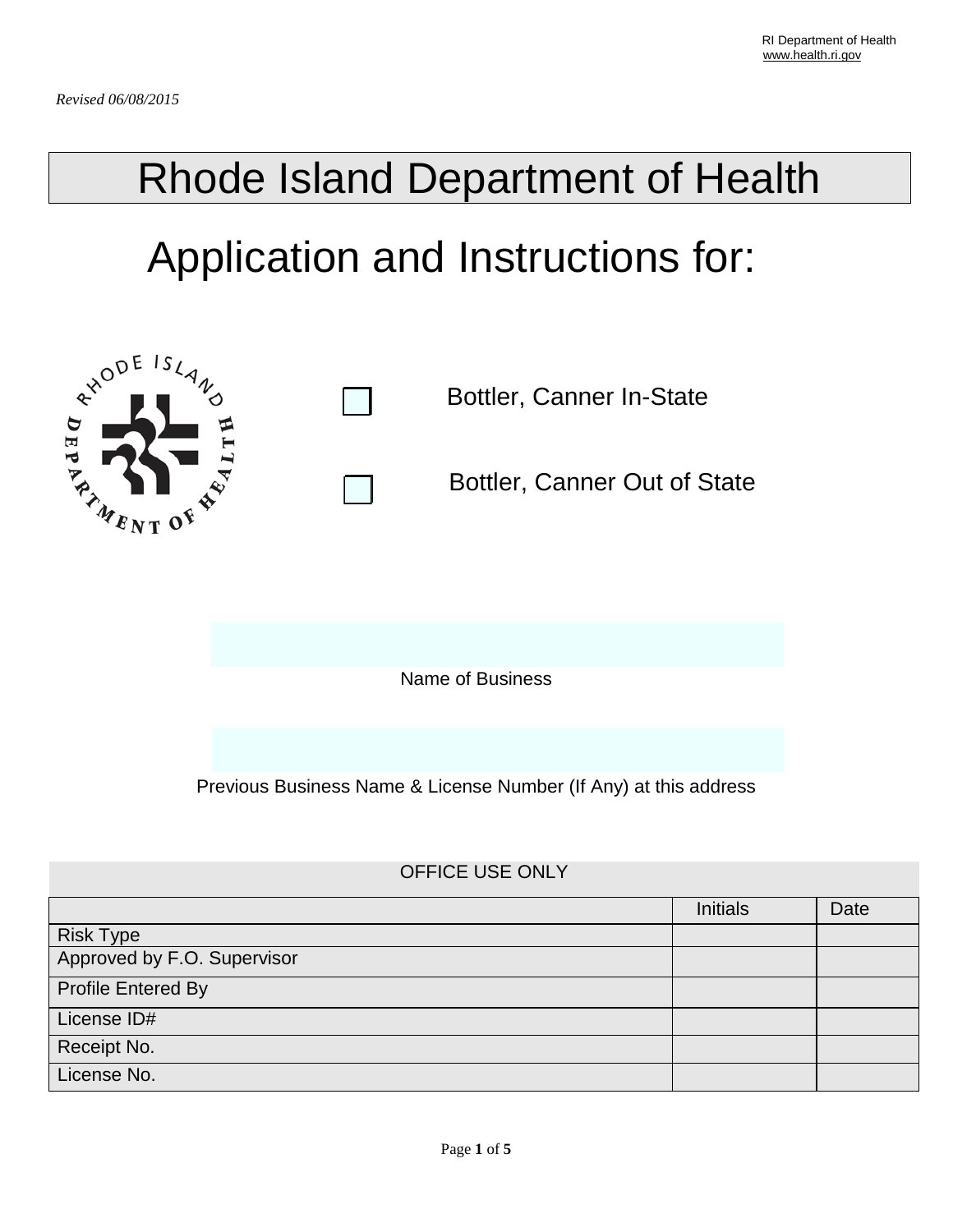RI Department of Health
www.health.ri.gov

*Revised 06/08/2015*

# Rhode Island Department of Health

## Application and Instructions for:

☐ Bottler, Canner In-State

☐ Bottler, Canner Out of State

Name of Business

Previous Business Name & License Number (If Any) at this address

| OFFICE USE ONLY | | |
|---|---|---|
| | Initials | Date |
| Risk Type | | |
| Approved by F.O. Supervisor | | |
| Profile Entered By | | |
| License ID# | | |
| Receipt No. | | |
| License No. | | |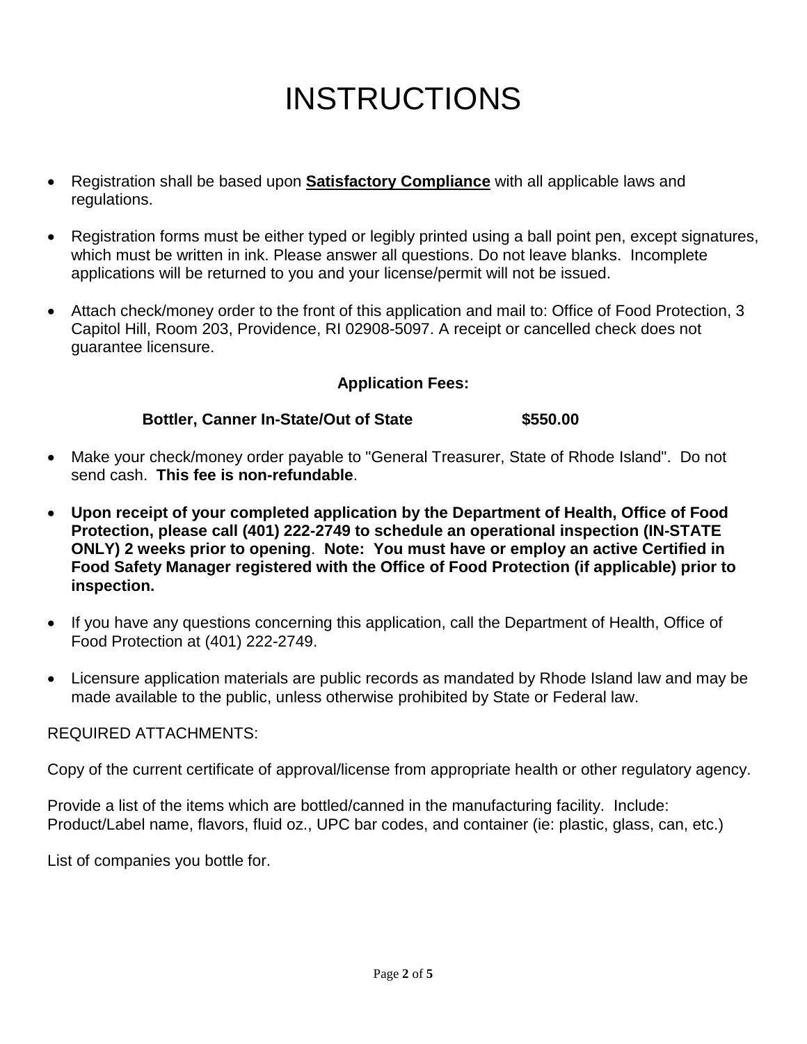# INSTRUCTIONS

- Registration shall be based upon **Satisfactory Compliance** with all applicable laws and regulations.
- Registration forms must be either typed or legibly printed using a ball point pen, except signatures, which must be written in ink. Please answer all questions. Do not leave blanks. Incomplete applications will be returned to you and your license/permit will not be issued.
- Attach check/money order to the front of this application and mail to: Office of Food Protection, 3 Capitol Hill, Room 203, Providence, RI 02908-5097. A receipt or cancelled check does not guarantee licensure.

**Application Fees:**

| **Bottler, Canner In-State/Out of State** | **$550.00** |
|---|---|

- Make your check/money order payable to "General Treasurer, State of Rhode Island". Do not send cash. **This fee is non-refundable**.
- **Upon receipt of your completed application by the Department of Health, Office of Food Protection, please call (401) 222-2749 to schedule an operational inspection (IN-STATE ONLY) 2 weeks prior to opening. Note: You must have or employ an active Certified in Food Safety Manager registered with the Office of Food Protection (if applicable) prior to inspection.**
- If you have any questions concerning this application, call the Department of Health, Office of Food Protection at (401) 222-2749.
- Licensure application materials are public records as mandated by Rhode Island law and may be made available to the public, unless otherwise prohibited by State or Federal law.

REQUIRED ATTACHMENTS:

Copy of the current certificate of approval/license from appropriate health or other regulatory agency.

Provide a list of the items which are bottled/canned in the manufacturing facility. Include: Product/Label name, flavors, fluid oz., UPC bar codes, and container (ie: plastic, glass, can, etc.)

List of companies you bottle for.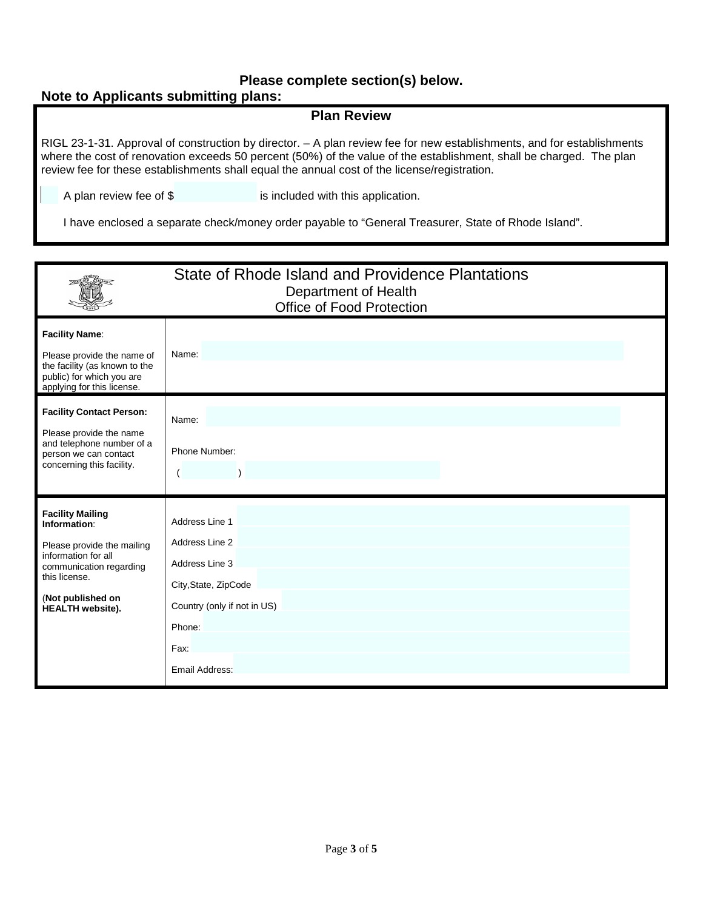**Please complete section(s) below.**

**Note to Applicants submitting plans:**

## Plan Review

RIGL 23-1-31. Approval of construction by director. – A plan review fee for new establishments, and for establishments where the cost of renovation exceeds 50 percent (50%) of the value of the establishment, shall be charged. The plan review fee for these establishments shall equal the annual cost of the license/registration.

☐ A plan review fee of $ __________ is included with this application.

I have enclosed a separate check/money order payable to "General Treasurer, State of Rhode Island".

## State of Rhode Island and Providence Plantations
### Department of Health
### Office of Food Protection

| | |
|---|---|
| **Facility Name**:<br><br>Please provide the name of the facility (as known to the public) for which you are applying for this license. | Name: |
| **Facility Contact Person:**<br><br>Please provide the name and telephone number of a person we can contact concerning this facility. | Name:<br><br>Phone Number:<br>(        ) |
| **Facility Mailing Information**:<br><br>Please provide the mailing information for all communication regarding this license.<br><br>(**Not published on HEALTH website).** | Address Line 1<br>Address Line 2<br>Address Line 3<br>City,State, ZipCode<br>Country (only if not in US)<br>Phone:<br>Fax:<br>Email Address: |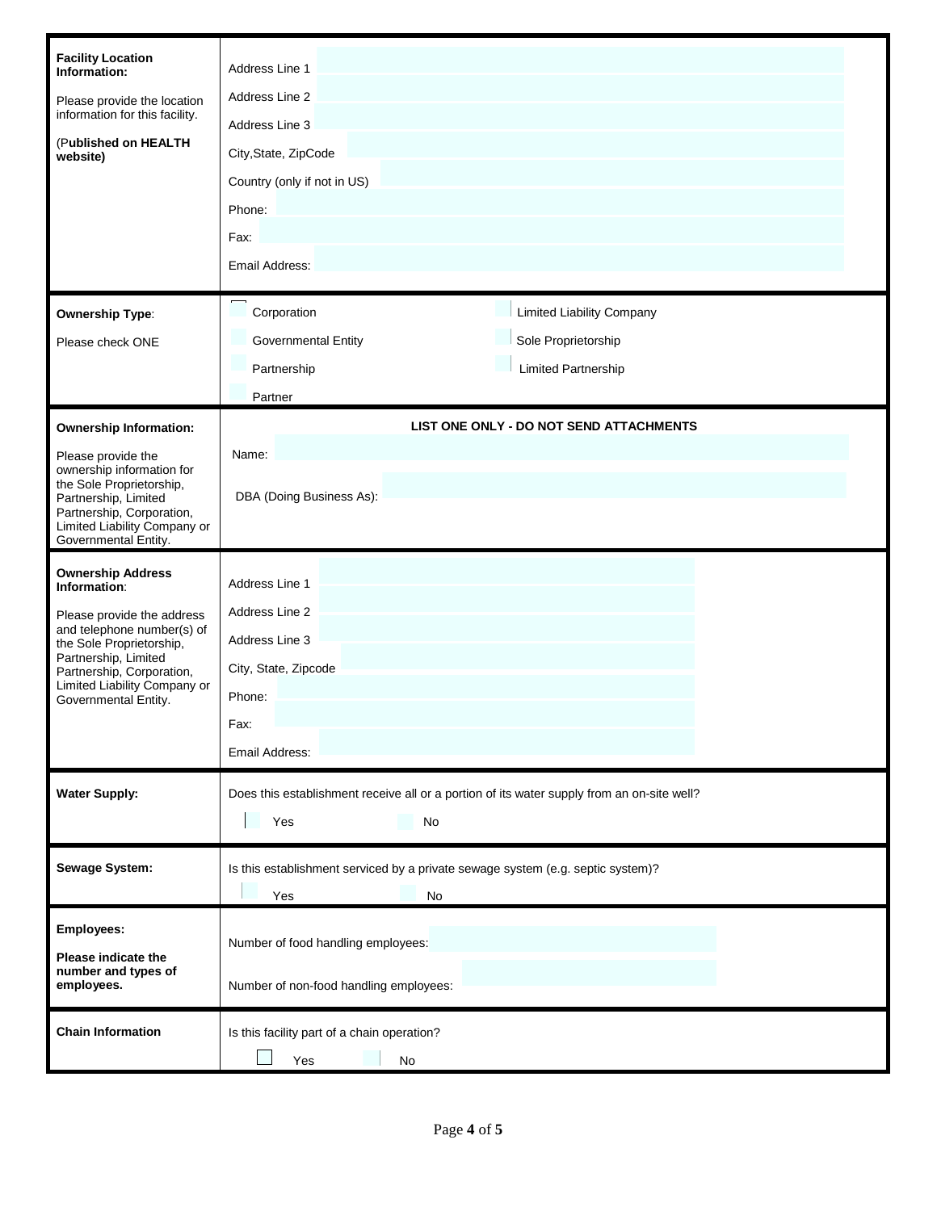| | |
|---|---|
| **Facility Location Information:**<br><br>Please provide the location information for this facility.<br><br>(**Published on HEALTH website)** | Address Line 1<br>Address Line 2<br>Address Line 3<br>City,State, ZipCode<br>Country (only if not in US)<br>Phone:<br>Fax:<br>Email Address: |
| **Ownership Type**:<br><br>Please check ONE | ☐ Corporation ☐ Limited Liability Company<br>☐ Governmental Entity ☐ Sole Proprietorship<br>☐ Partnership ☐ Limited Partnership<br>☐ Partner |
| **Ownership Information:**<br><br>Please provide the ownership information for the Sole Proprietorship, Partnership, Limited Partnership, Corporation, Limited Liability Company or Governmental Entity. | **LIST ONE ONLY - DO NOT SEND ATTACHMENTS**<br><br>Name:<br><br>DBA (Doing Business As): |
| **Ownership Address Information**:<br><br>Please provide the address and telephone number(s) of the Sole Proprietorship, Partnership, Limited Partnership, Corporation, Limited Liability Company or Governmental Entity. | Address Line 1<br>Address Line 2<br>Address Line 3<br>City, State, Zipcode<br>Phone:<br>Fax:<br>Email Address: |
| **Water Supply:** | Does this establishment receive all or a portion of its water supply from an on-site well?<br><br>☐ Yes ☐ No |
| **Sewage System:** | Is this establishment serviced by a private sewage system (e.g. septic system)?<br><br>☐ Yes ☐ No |
| **Employees:**<br><br>**Please indicate the number and types of employees.** | Number of food handling employees:<br><br>Number of non-food handling employees: |
| **Chain Information** | Is this facility part of a chain operation?<br><br>☐ Yes ☐ No |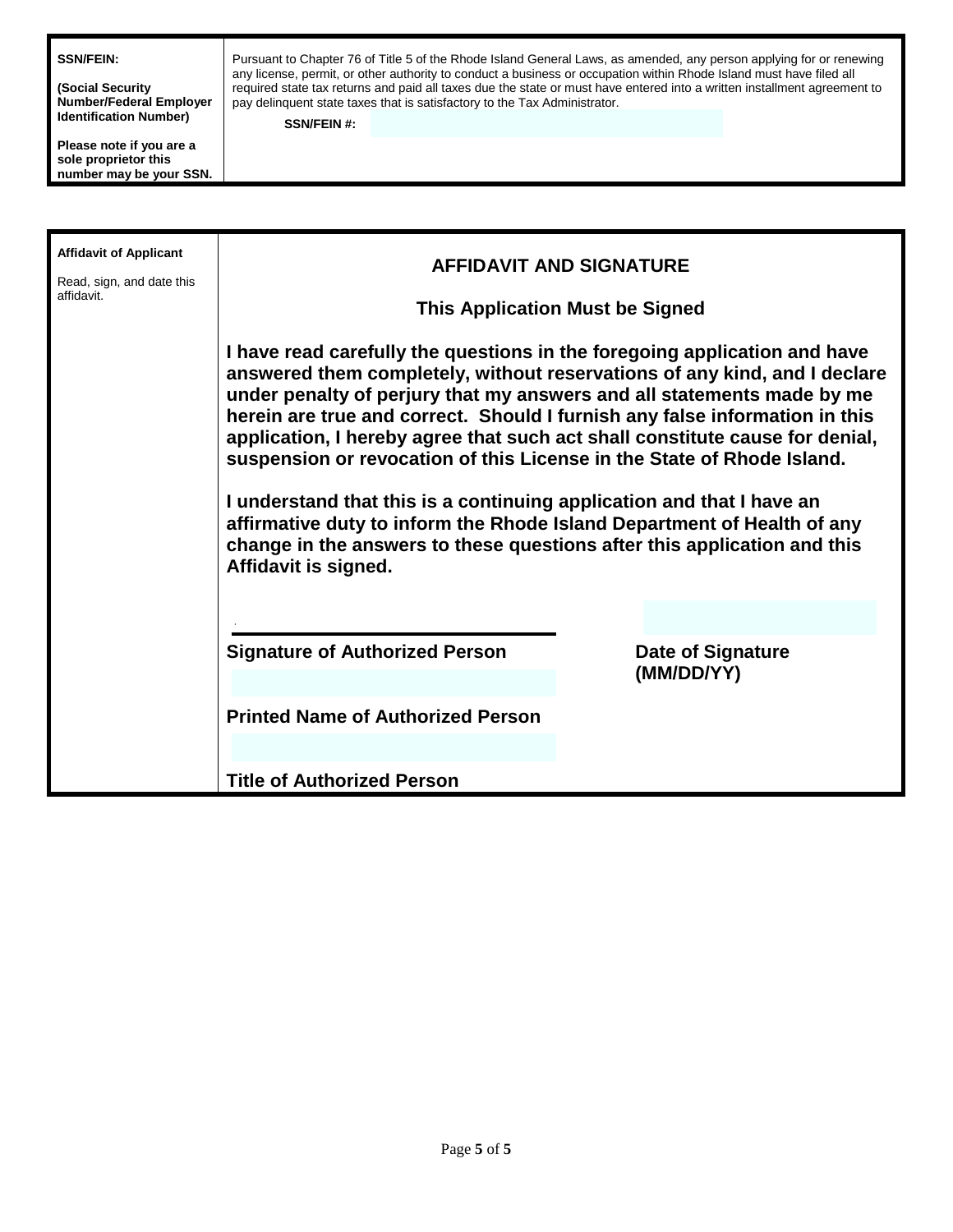| | |
|---|---|
| **SSN/FEIN:**<br><br>**(Social Security Number/Federal Employer Identification Number)**<br><br>**Please note if you are a sole proprietor this number may be your SSN.** | Pursuant to Chapter 76 of Title 5 of the Rhode Island General Laws, as amended, any person applying for or renewing any license, permit, or other authority to conduct a business or occupation within Rhode Island must have filed all required state tax returns and paid all taxes due the state or must have entered into a written installment agreement to pay delinquent state taxes that is satisfactory to the Tax Administrator.<br><br>**SSN/FEIN #:** |

| | |
|---|---|
| **Affidavit of Applicant**<br><br>Read, sign, and date this affidavit. | **AFFIDAVIT AND SIGNATURE**<br><br>**This Application Must be Signed**<br><br>**I have read carefully the questions in the foregoing application and have answered them completely, without reservations of any kind, and I declare under penalty of perjury that my answers and all statements made by me herein are true and correct. Should I furnish any false information in this application, I hereby agree that such act shall constitute cause for denial, suspension or revocation of this License in the State of Rhode Island.**<br><br>**I understand that this is a continuing application and that I have an affirmative duty to inform the Rhode Island Department of Health of any change in the answers to these questions after this application and this Affidavit is signed.**<br><br>**Signature of Authorized Person** &nbsp;&nbsp; **Date of Signature (MM/DD/YY)**<br><br>**Printed Name of Authorized Person**<br><br>**Title of Authorized Person** |